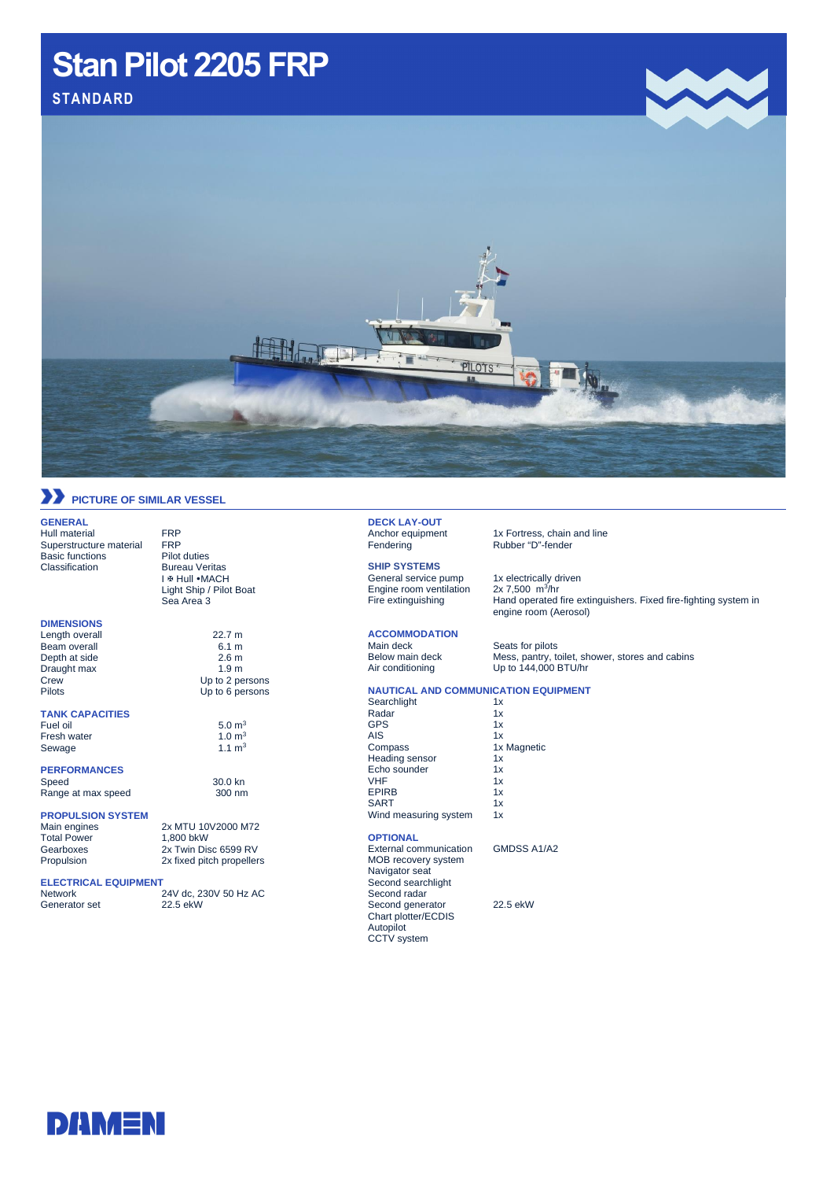# Stan Pilot 2205 FRP

**STANDARD**

PICTURE OF SIMILAR VESSEL

## GENERAL

| | |
|---|---|
| Hull material | FRP |
| Superstructure material | FRP |
| Basic functions | Pilot duties |
| Classification | Bureau Veritas<br>I ✠ Hull •MACH<br>Light Ship / Pilot Boat<br>Sea Area 3 |

## DIMENSIONS

| | |
|---|---|
| Length overall | 22.7 m |
| Beam overall | 6.1 m |
| Depth at side | 2.6 m |
| Draught max | 1.9 m |
| Crew | Up to 2 persons |
| Pilots | Up to 6 persons |

## TANK CAPACITIES

| | |
|---|---|
| Fuel oil | 5.0 $m^3$ |
| Fresh water | 1.0 $m^3$ |
| Sewage | 1.1 $m^3$ |

## PERFORMANCES

| | |
|---|---|
| Speed | 30.0 kn |
| Range at max speed | 300 nm |

## PROPULSION SYSTEM

| | |
|---|---|
| Main engines | 2x MTU 10V2000 M72 |
| Total Power | 1,800 bkW |
| Gearboxes | 2x Twin Disc 6599 RV |
| Propulsion | 2x fixed pitch propellers |

## ELECTRICAL EQUIPMENT

| | |
|---|---|
| Network | 24V dc, 230V 50 Hz AC |
| Generator set | 22.5 ekW |

## DECK LAY-OUT

| | |
|---|---|
| Anchor equipment | 1x Fortress, chain and line |
| Fendering | Rubber "D"-fender |

## SHIP SYSTEMS

| | |
|---|---|
| General service pump | 1x electrically driven |
| Engine room ventilation | 2x 7,500 $m^3$/hr |
| Fire extinguishing | Hand operated fire extinguishers. Fixed fire-fighting system in engine room (Aerosol) |

## ACCOMMODATION

| | |
|---|---|
| Main deck | Seats for pilots |
| Below main deck | Mess, pantry, toilet, shower, stores and cabins |
| Air conditioning | Up to 144,000 BTU/hr |

## NAUTICAL AND COMMUNICATION EQUIPMENT

| | |
|---|---|
| Searchlight | 1x |
| Radar | 1x |
| GPS | 1x |
| AIS | 1x |
| Compass | 1x Magnetic |
| Heading sensor | 1x |
| Echo sounder | 1x |
| VHF | 1x |
| EPIRB | 1x |
| SART | 1x |
| Wind measuring system | 1x |

## OPTIONAL

| | |
|---|---|
| External communication | GMDSS A1/A2 |
| MOB recovery system | |
| Navigator seat | |
| Second searchlight | |
| Second radar | |
| Second generator | 22.5 ekW |
| Chart plotter/ECDIS | |
| Autopilot | |
| CCTV system | |

DAMEN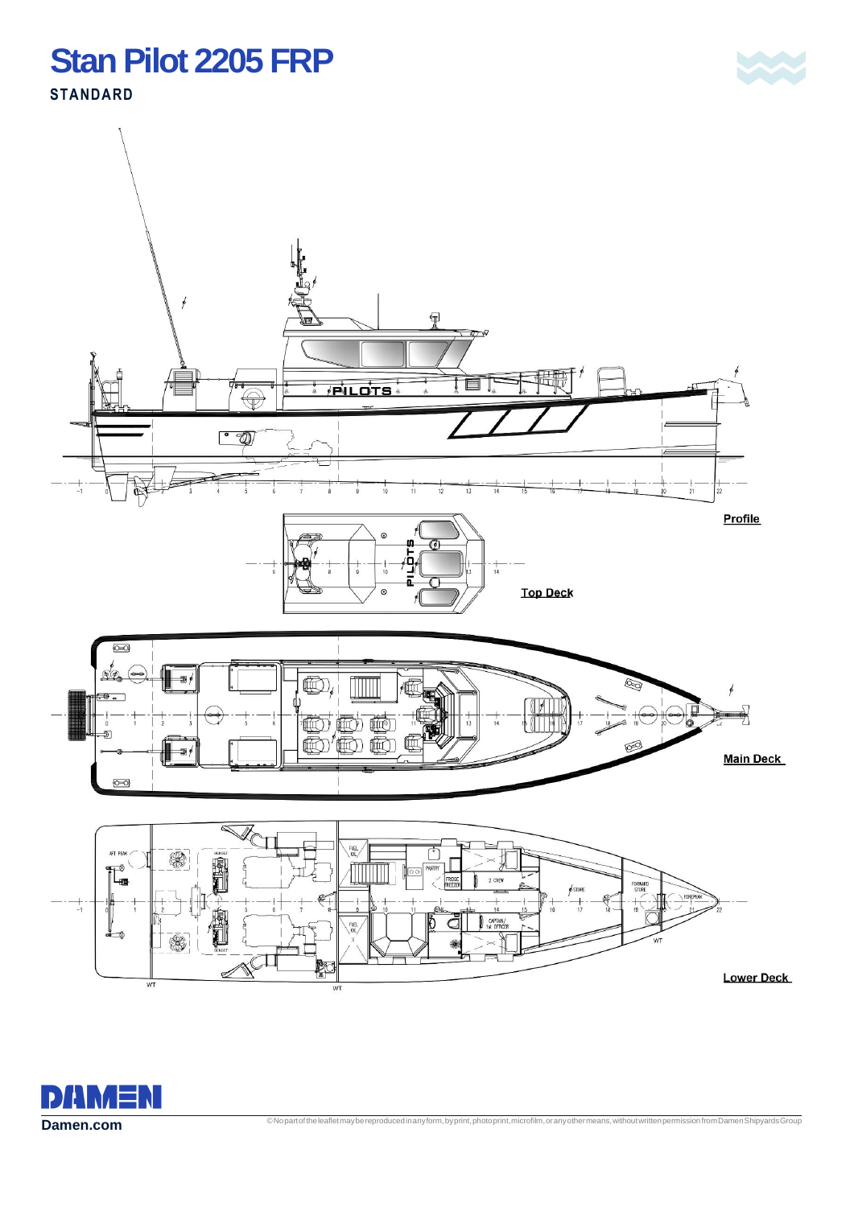# Stan Pilot 2205 FRP

**STANDARD**

Profile

Top Deck

Main Deck

Lower Deck

Damen.com

©No part of the leaflet may be reproduced in any form, by print, photo print, microfilm, or any other means, without written permission from Damen Shipyards Group